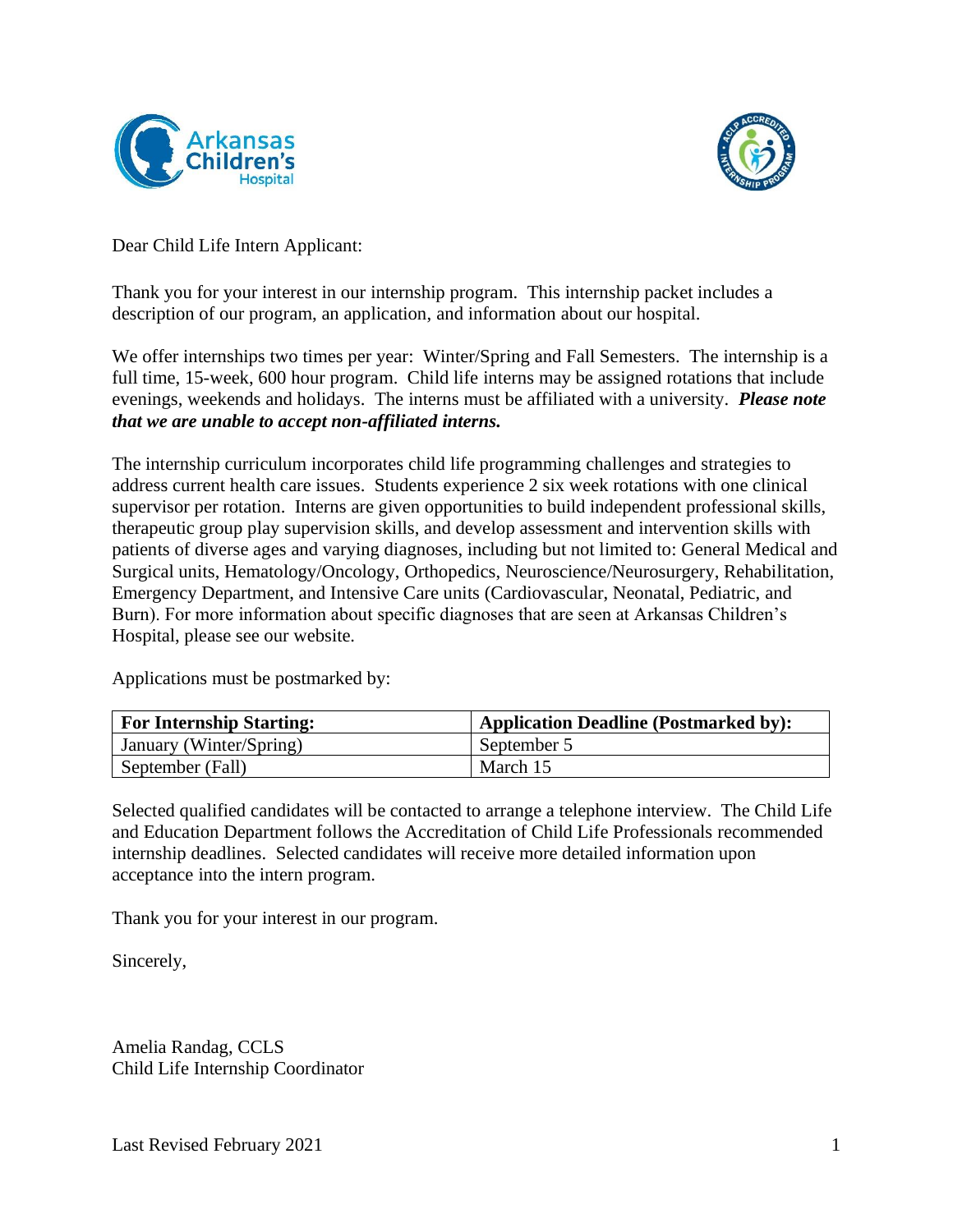Dear Child Life Intern Applicant:

Thank you for your interest in our internship program. This internship packet includes a description of our program, an application, and information about our hospital.

We offer internships two times per year: Winter/Spring and Fall Semesters. The internship is a full time, 15-week, 600 hour program. Child life interns may be assigned rotations that include evenings, weekends and holidays. The interns must be affiliated with a university. ***Please note that we are unable to accept non-affiliated interns.***

The internship curriculum incorporates child life programming challenges and strategies to address current health care issues. Students experience 2 six week rotations with one clinical supervisor per rotation. Interns are given opportunities to build independent professional skills, therapeutic group play supervision skills, and develop assessment and intervention skills with patients of diverse ages and varying diagnoses, including but not limited to: General Medical and Surgical units, Hematology/Oncology, Orthopedics, Neuroscience/Neurosurgery, Rehabilitation, Emergency Department, and Intensive Care units (Cardiovascular, Neonatal, Pediatric, and Burn). For more information about specific diagnoses that are seen at Arkansas Children's Hospital, please see our website.

Applications must be postmarked by:

| **For Internship Starting:** | **Application Deadline (Postmarked by):** |
|---|---|
| January (Winter/Spring) | September 5 |
| September (Fall) | March 15 |

Selected qualified candidates will be contacted to arrange a telephone interview. The Child Life and Education Department follows the Accreditation of Child Life Professionals recommended internship deadlines. Selected candidates will receive more detailed information upon acceptance into the intern program.

Thank you for your interest in our program.

Sincerely,

Amelia Randag, CCLS
Child Life Internship Coordinator

Last Revised February 2021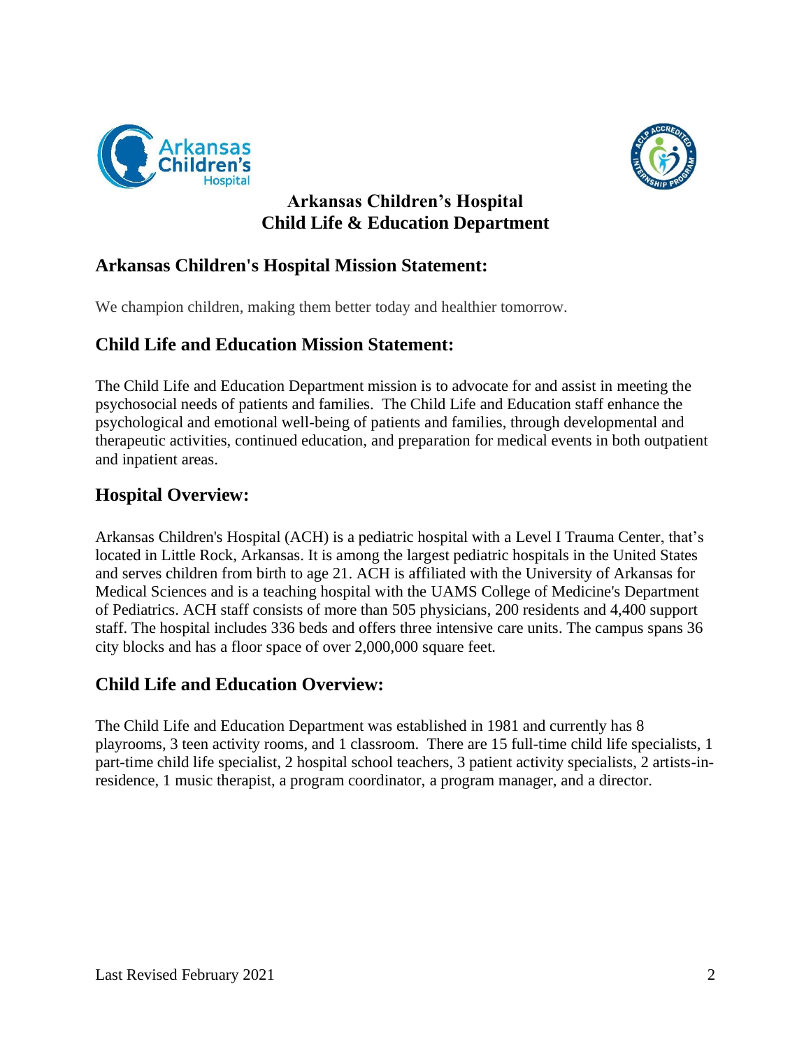# Arkansas Children's Hospital
# Child Life & Education Department

## Arkansas Children's Hospital Mission Statement:

We champion children, making them better today and healthier tomorrow.

## Child Life and Education Mission Statement:

The Child Life and Education Department mission is to advocate for and assist in meeting the psychosocial needs of patients and families. The Child Life and Education staff enhance the psychological and emotional well-being of patients and families, through developmental and therapeutic activities, continued education, and preparation for medical events in both outpatient and inpatient areas.

## Hospital Overview:

Arkansas Children's Hospital (ACH) is a pediatric hospital with a Level I Trauma Center, that's located in Little Rock, Arkansas. It is among the largest pediatric hospitals in the United States and serves children from birth to age 21. ACH is affiliated with the University of Arkansas for Medical Sciences and is a teaching hospital with the UAMS College of Medicine's Department of Pediatrics. ACH staff consists of more than 505 physicians, 200 residents and 4,400 support staff. The hospital includes 336 beds and offers three intensive care units. The campus spans 36 city blocks and has a floor space of over 2,000,000 square feet.

## Child Life and Education Overview:

The Child Life and Education Department was established in 1981 and currently has 8 playrooms, 3 teen activity rooms, and 1 classroom. There are 15 full-time child life specialists, 1 part-time child life specialist, 2 hospital school teachers, 3 patient activity specialists, 2 artists-in-residence, 1 music therapist, a program coordinator, a program manager, and a director.

Last Revised February 2021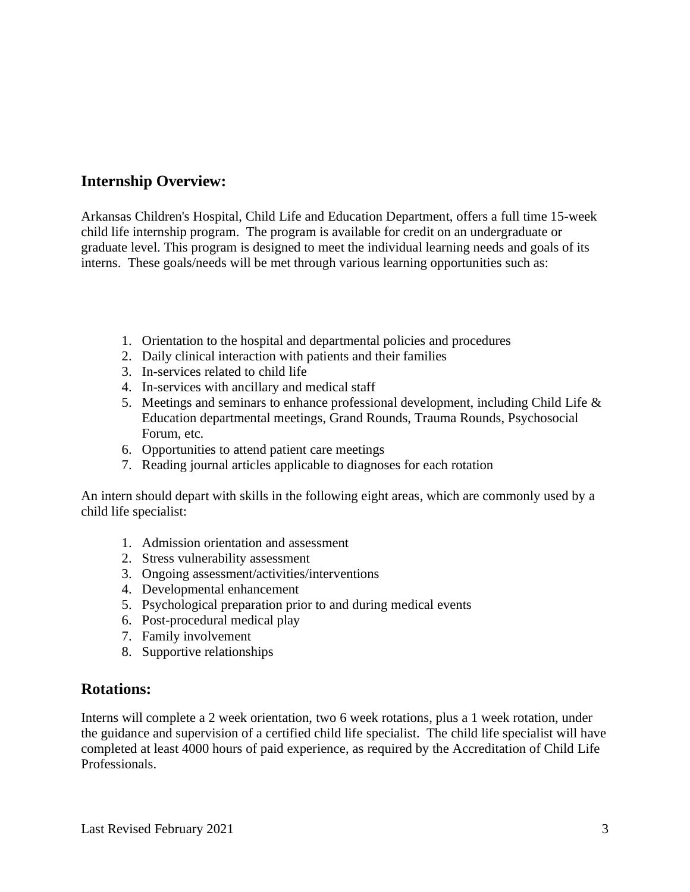## Internship Overview:

Arkansas Children's Hospital, Child Life and Education Department, offers a full time 15-week child life internship program. The program is available for credit on an undergraduate or graduate level. This program is designed to meet the individual learning needs and goals of its interns. These goals/needs will be met through various learning opportunities such as:

1. Orientation to the hospital and departmental policies and procedures
2. Daily clinical interaction with patients and their families
3. In-services related to child life
4. In-services with ancillary and medical staff
5. Meetings and seminars to enhance professional development, including Child Life & Education departmental meetings, Grand Rounds, Trauma Rounds, Psychosocial Forum, etc.
6. Opportunities to attend patient care meetings
7. Reading journal articles applicable to diagnoses for each rotation

An intern should depart with skills in the following eight areas, which are commonly used by a child life specialist:

1. Admission orientation and assessment
2. Stress vulnerability assessment
3. Ongoing assessment/activities/interventions
4. Developmental enhancement
5. Psychological preparation prior to and during medical events
6. Post-procedural medical play
7. Family involvement
8. Supportive relationships

## Rotations:

Interns will complete a 2 week orientation, two 6 week rotations, plus a 1 week rotation, under the guidance and supervision of a certified child life specialist. The child life specialist will have completed at least 4000 hours of paid experience, as required by the Accreditation of Child Life Professionals.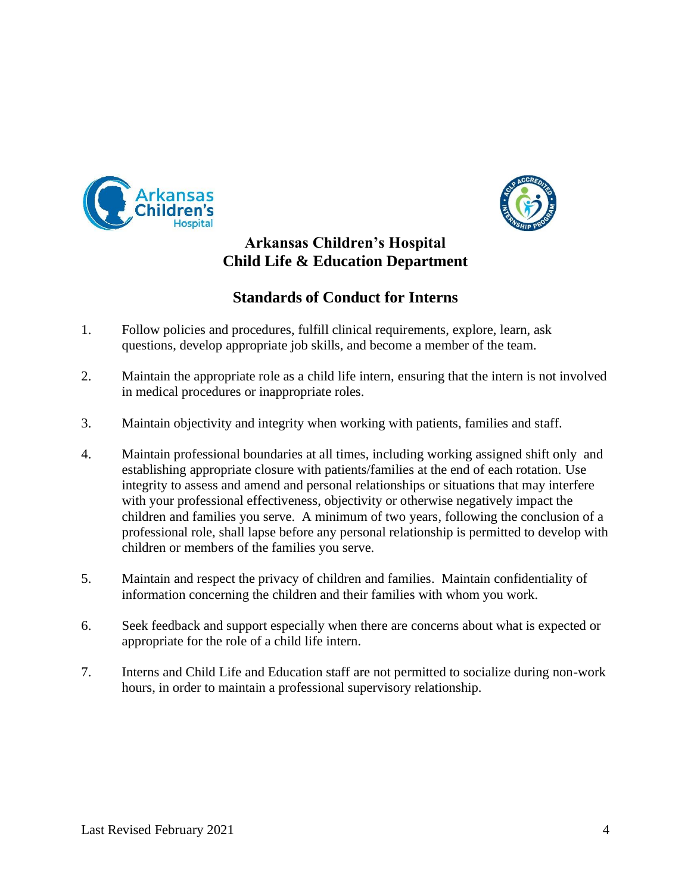# Arkansas Children's Hospital
# Child Life & Education Department

## Standards of Conduct for Interns

1. Follow policies and procedures, fulfill clinical requirements, explore, learn, ask questions, develop appropriate job skills, and become a member of the team.

2. Maintain the appropriate role as a child life intern, ensuring that the intern is not involved in medical procedures or inappropriate roles.

3. Maintain objectivity and integrity when working with patients, families and staff.

4. Maintain professional boundaries at all times, including working assigned shift only and establishing appropriate closure with patients/families at the end of each rotation. Use integrity to assess and amend and personal relationships or situations that may interfere with your professional effectiveness, objectivity or otherwise negatively impact the children and families you serve. A minimum of two years, following the conclusion of a professional role, shall lapse before any personal relationship is permitted to develop with children or members of the families you serve.

5. Maintain and respect the privacy of children and families. Maintain confidentiality of information concerning the children and their families with whom you work.

6. Seek feedback and support especially when there are concerns about what is expected or appropriate for the role of a child life intern.

7. Interns and Child Life and Education staff are not permitted to socialize during non-work hours, in order to maintain a professional supervisory relationship.

Last Revised February 2021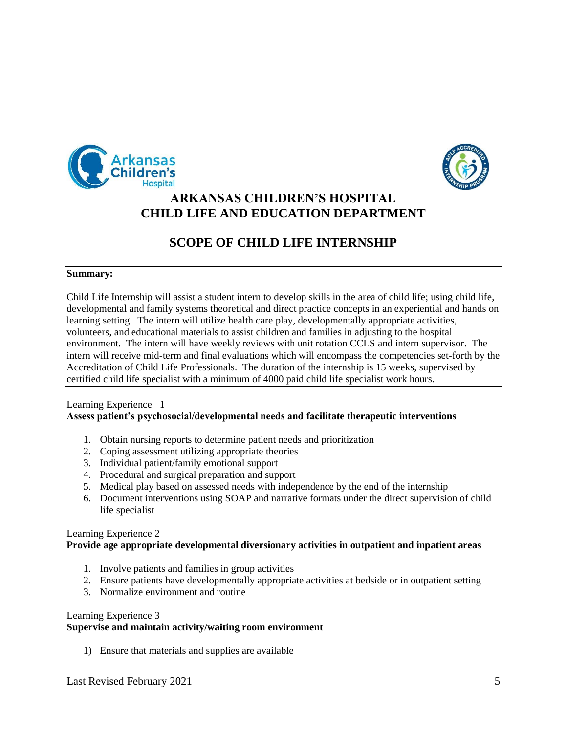# ARKANSAS CHILDREN'S HOSPITAL
# CHILD LIFE AND EDUCATION DEPARTMENT

## SCOPE OF CHILD LIFE INTERNSHIP

**Summary:**

Child Life Internship will assist a student intern to develop skills in the area of child life; using child life, developmental and family systems theoretical and direct practice concepts in an experiential and hands on learning setting. The intern will utilize health care play, developmentally appropriate activities, volunteers, and educational materials to assist children and families in adjusting to the hospital environment. The intern will have weekly reviews with unit rotation CCLS and intern supervisor. The intern will receive mid-term and final evaluations which will encompass the competencies set-forth by the Accreditation of Child Life Professionals. The duration of the internship is 15 weeks, supervised by certified child life specialist with a minimum of 4000 paid child life specialist work hours.

Learning Experience 1
**Assess patient's psychosocial/developmental needs and facilitate therapeutic interventions**

1. Obtain nursing reports to determine patient needs and prioritization
2. Coping assessment utilizing appropriate theories
3. Individual patient/family emotional support
4. Procedural and surgical preparation and support
5. Medical play based on assessed needs with independence by the end of the internship
6. Document interventions using SOAP and narrative formats under the direct supervision of child life specialist

Learning Experience 2
**Provide age appropriate developmental diversionary activities in outpatient and inpatient areas**

1. Involve patients and families in group activities
2. Ensure patients have developmentally appropriate activities at bedside or in outpatient setting
3. Normalize environment and routine

Learning Experience 3
**Supervise and maintain activity/waiting room environment**

1) Ensure that materials and supplies are available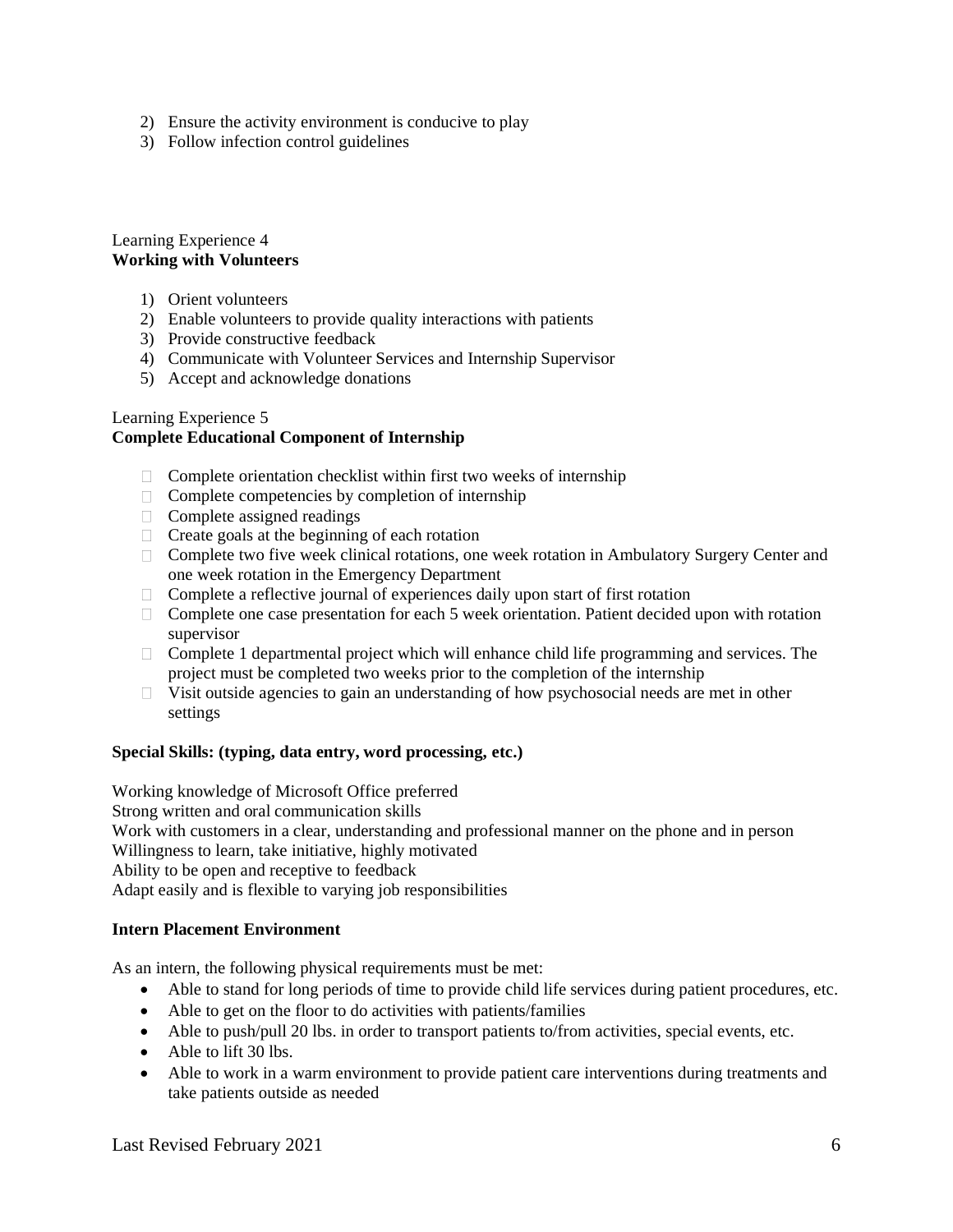2) Ensure the activity environment is conducive to play
3) Follow infection control guidelines

Learning Experience 4
**Working with Volunteers**

1) Orient volunteers
2) Enable volunteers to provide quality interactions with patients
3) Provide constructive feedback
4) Communicate with Volunteer Services and Internship Supervisor
5) Accept and acknowledge donations

Learning Experience 5
**Complete Educational Component of Internship**

- Complete orientation checklist within first two weeks of internship
- Complete competencies by completion of internship
- Complete assigned readings
- Create goals at the beginning of each rotation
- Complete two five week clinical rotations, one week rotation in Ambulatory Surgery Center and one week rotation in the Emergency Department
- Complete a reflective journal of experiences daily upon start of first rotation
- Complete one case presentation for each 5 week orientation. Patient decided upon with rotation supervisor
- Complete 1 departmental project which will enhance child life programming and services. The project must be completed two weeks prior to the completion of the internship
- Visit outside agencies to gain an understanding of how psychosocial needs are met in other settings

**Special Skills: (typing, data entry, word processing, etc.)**

Working knowledge of Microsoft Office preferred
Strong written and oral communication skills
Work with customers in a clear, understanding and professional manner on the phone and in person
Willingness to learn, take initiative, highly motivated
Ability to be open and receptive to feedback
Adapt easily and is flexible to varying job responsibilities

**Intern Placement Environment**

As an intern, the following physical requirements must be met:

- Able to stand for long periods of time to provide child life services during patient procedures, etc.
- Able to get on the floor to do activities with patients/families
- Able to push/pull 20 lbs. in order to transport patients to/from activities, special events, etc.
- Able to lift 30 lbs.
- Able to work in a warm environment to provide patient care interventions during treatments and take patients outside as needed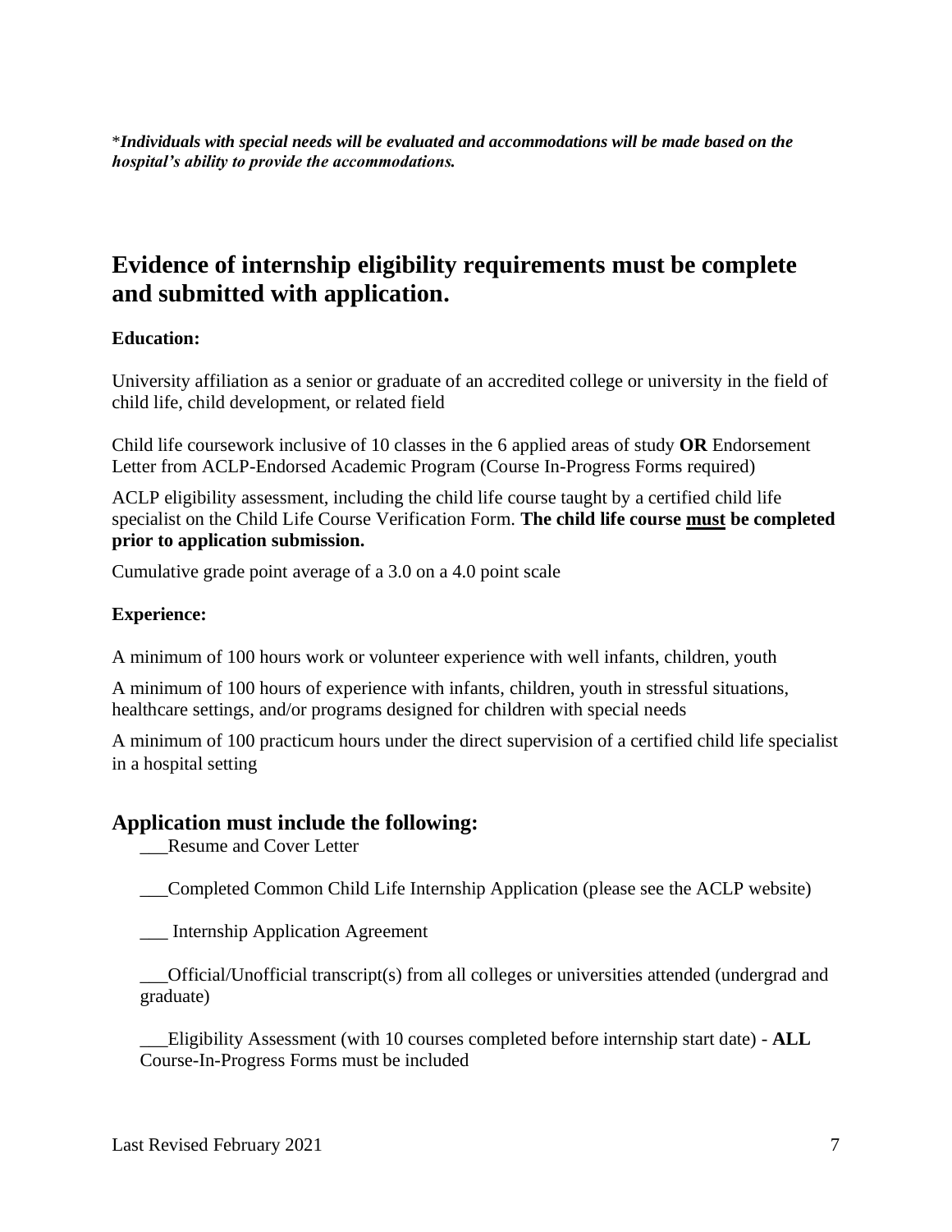\****Individuals with special needs will be evaluated and accommodations will be made based on the hospital's ability to provide the accommodations.***

## Evidence of internship eligibility requirements must be complete and submitted with application.

**Education:**

University affiliation as a senior or graduate of an accredited college or university in the field of child life, child development, or related field

Child life coursework inclusive of 10 classes in the 6 applied areas of study **OR** Endorsement Letter from ACLP-Endorsed Academic Program (Course In-Progress Forms required)

ACLP eligibility assessment, including the child life course taught by a certified child life specialist on the Child Life Course Verification Form. **The child life course <u>must</u> be completed prior to application submission.**

Cumulative grade point average of a 3.0 on a 4.0 point scale

**Experience:**

A minimum of 100 hours work or volunteer experience with well infants, children, youth

A minimum of 100 hours of experience with infants, children, youth in stressful situations, healthcare settings, and/or programs designed for children with special needs

A minimum of 100 practicum hours under the direct supervision of a certified child life specialist in a hospital setting

### Application must include the following:

___Resume and Cover Letter

___Completed Common Child Life Internship Application (please see the ACLP website)

___ Internship Application Agreement

___Official/Unofficial transcript(s) from all colleges or universities attended (undergrad and graduate)

___Eligibility Assessment (with 10 courses completed before internship start date) - **ALL** Course-In-Progress Forms must be included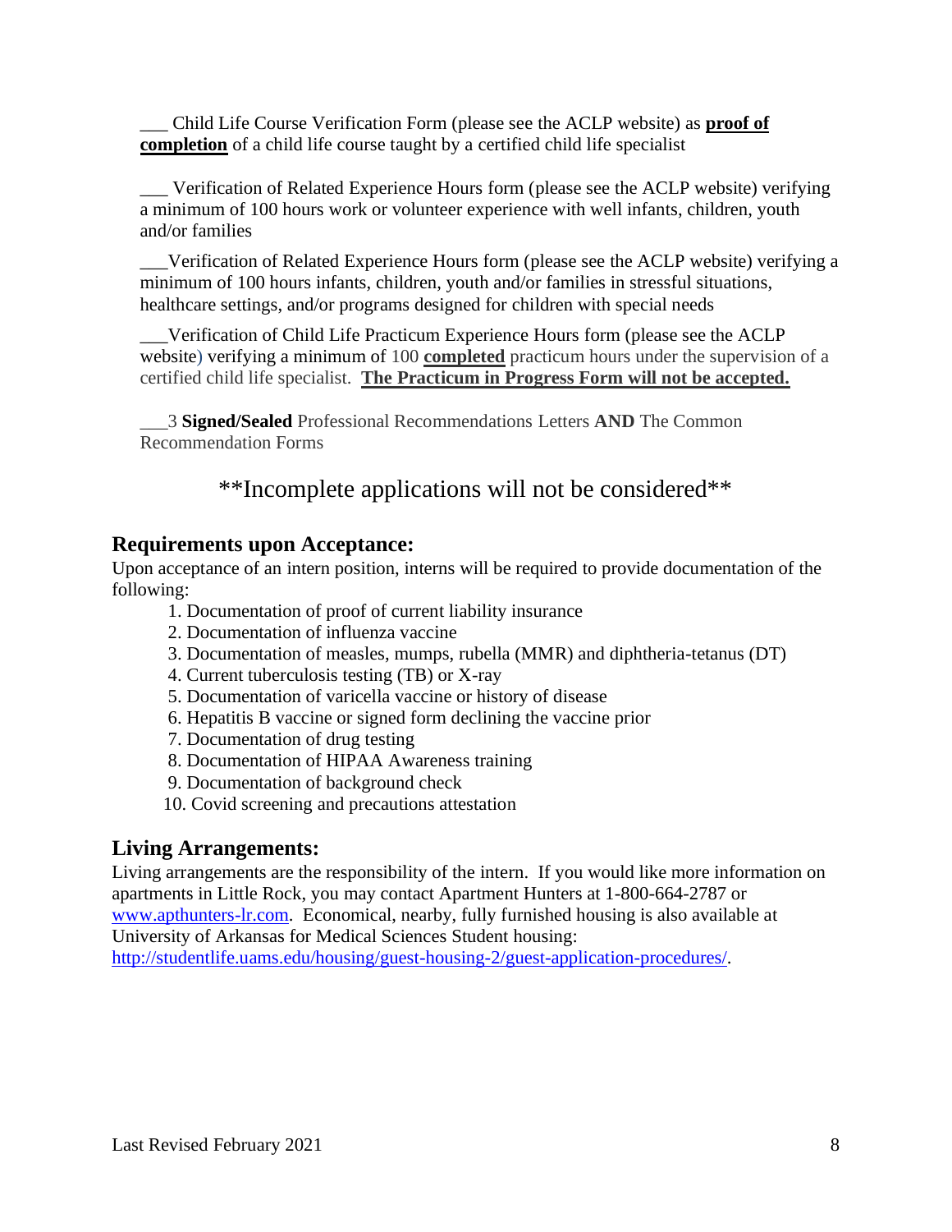___ Child Life Course Verification Form (please see the ACLP website) as **proof of completion** of a child life course taught by a certified child life specialist

___ Verification of Related Experience Hours form (please see the ACLP website) verifying a minimum of 100 hours work or volunteer experience with well infants, children, youth and/or families

___Verification of Related Experience Hours form (please see the ACLP website) verifying a minimum of 100 hours infants, children, youth and/or families in stressful situations, healthcare settings, and/or programs designed for children with special needs

___Verification of Child Life Practicum Experience Hours form (please see the ACLP website) verifying a minimum of 100 **completed** practicum hours under the supervision of a certified child life specialist. **The Practicum in Progress Form will not be accepted.**

___3 **Signed/Sealed** Professional Recommendations Letters **AND** The Common Recommendation Forms

**Incomplete applications will not be considered**

## Requirements upon Acceptance:

Upon acceptance of an intern position, interns will be required to provide documentation of the following:

1. Documentation of proof of current liability insurance
2. Documentation of influenza vaccine
3. Documentation of measles, mumps, rubella (MMR) and diphtheria-tetanus (DT)
4. Current tuberculosis testing (TB) or X-ray
5. Documentation of varicella vaccine or history of disease
6. Hepatitis B vaccine or signed form declining the vaccine prior
7. Documentation of drug testing
8. Documentation of HIPAA Awareness training
9. Documentation of background check
10. Covid screening and precautions attestation

## Living Arrangements:

Living arrangements are the responsibility of the intern. If you would like more information on apartments in Little Rock, you may contact Apartment Hunters at 1-800-664-2787 or www.apthunters-lr.com. Economical, nearby, fully furnished housing is also available at University of Arkansas for Medical Sciences Student housing: http://studentlife.uams.edu/housing/guest-housing-2/guest-application-procedures/.

Last Revised February 2021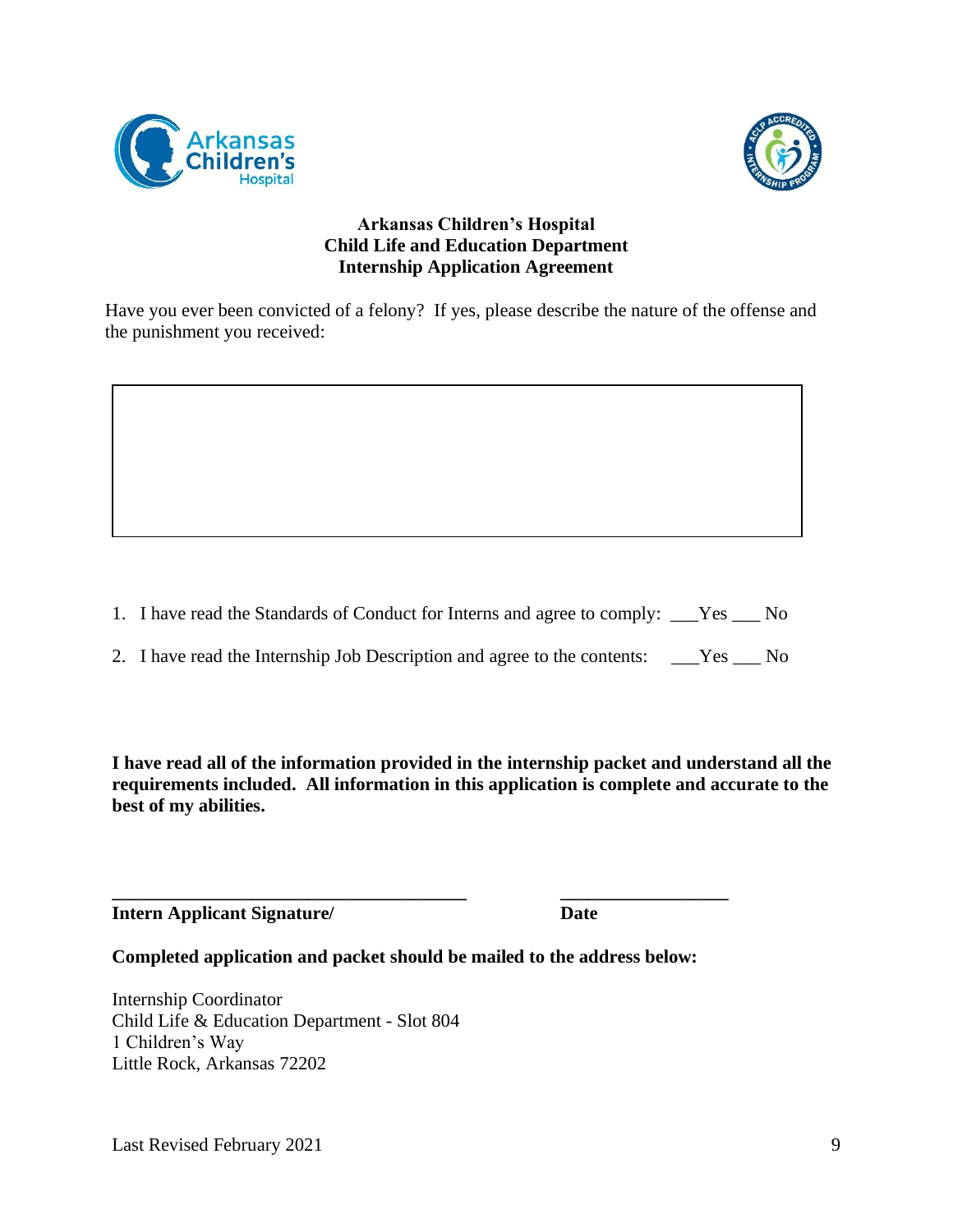**Arkansas Children's Hospital**
**Child Life and Education Department**
**Internship Application Agreement**

Have you ever been convicted of a felony? If yes, please describe the nature of the offense and the punishment you received:

| |
|---|
| |

1. I have read the Standards of Conduct for Interns and agree to comply: ___Yes ___ No
2. I have read the Internship Job Description and agree to the contents: ___Yes ___ No

**I have read all of the information provided in the internship packet and understand all the requirements included. All information in this application is complete and accurate to the best of my abilities.**

**_______________________________________ __________________**
**Intern Applicant Signature/ Date**

**Completed application and packet should be mailed to the address below:**

Internship Coordinator
Child Life & Education Department - Slot 804
1 Children's Way
Little Rock, Arkansas 72202

Last Revised February 2021